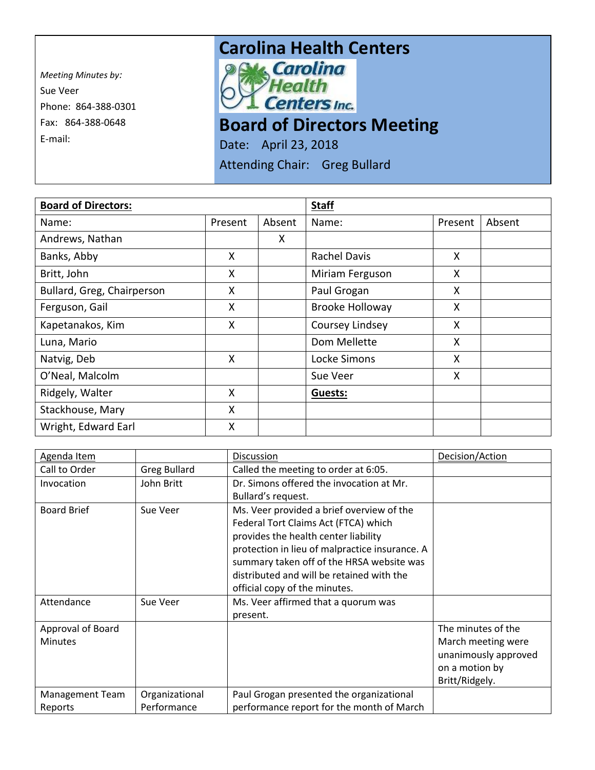*Meeting Minutes by:*
Sue Veer
Phone: 864-388-0301
Fax: 864-388-0648
E-mail:

# Carolina Health Centers

Carolina Health Centers Inc.

# Board of Directors Meeting

Date: April 23, 2018

Attending Chair: Greg Bullard

| **Board of Directors:** | | | **Staff** | | |
|---|---|---|---|---|---|
| Name: | Present | Absent | Name: | Present | Absent |
| Andrews, Nathan | | X | | | |
| Banks, Abby | X | | Rachel Davis | X | |
| Britt, John | X | | Miriam Ferguson | X | |
| Bullard, Greg, Chairperson | X | | Paul Grogan | X | |
| Ferguson, Gail | X | | Brooke Holloway | X | |
| Kapetanakos, Kim | X | | Coursey Lindsey | X | |
| Luna, Mario | | | Dom Mellette | X | |
| Natvig, Deb | X | | Locke Simons | X | |
| O'Neal, Malcolm | | | Sue Veer | X | |
| Ridgely, Walter | X | | **Guests:** | | |
| Stackhouse, Mary | X | | | | |
| Wright, Edward Earl | X | | | | |

| Agenda Item | | Discussion | Decision/Action |
|---|---|---|---|
| Call to Order | Greg Bullard | Called the meeting to order at 6:05. | |
| Invocation | John Britt | Dr. Simons offered the invocation at Mr. Bullard's request. | |
| Board Brief | Sue Veer | Ms. Veer provided a brief overview of the Federal Tort Claims Act (FTCA) which provides the health center liability protection in lieu of malpractice insurance. A summary taken off of the HRSA website was distributed and will be retained with the official copy of the minutes. | |
| Attendance | Sue Veer | Ms. Veer affirmed that a quorum was present. | |
| Approval of Board Minutes | | | The minutes of the March meeting were unanimously approved on a motion by Britt/Ridgely. |
| Management Team Reports | Organizational Performance | Paul Grogan presented the organizational performance report for the month of March | |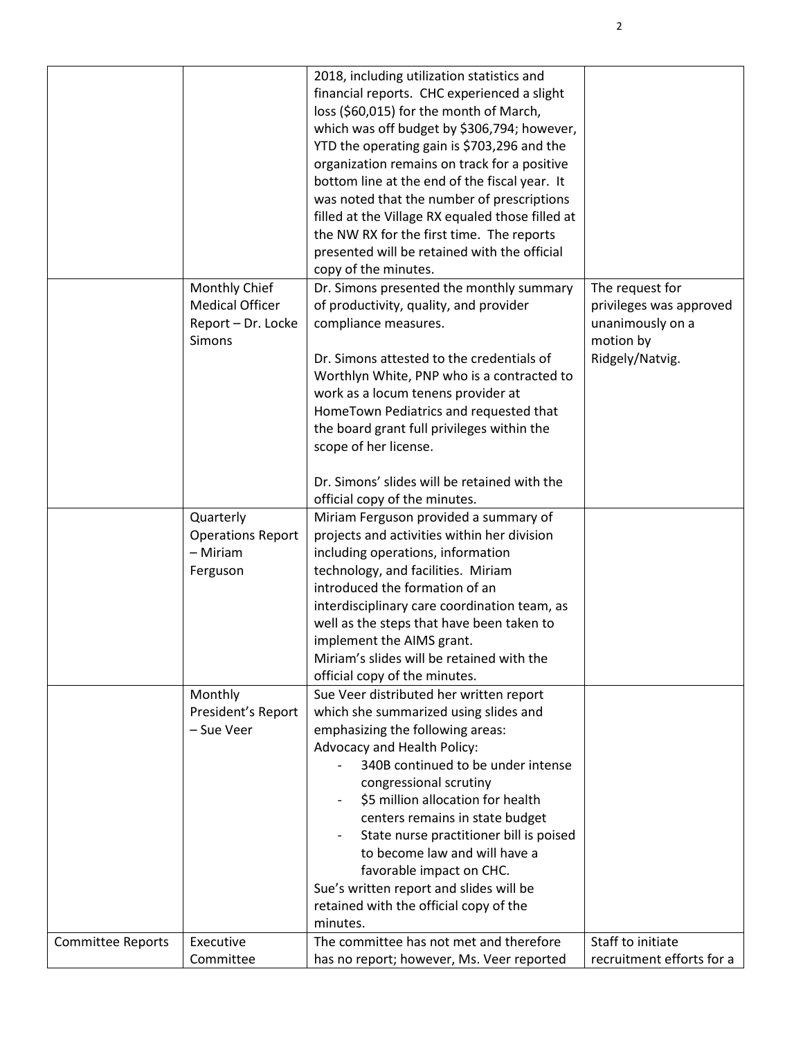| | | | |
|---|---|---|---|
| | | 2018, including utilization statistics and financial reports. CHC experienced a slight loss ($60,015) for the month of March, which was off budget by $306,794; however, YTD the operating gain is $703,296 and the organization remains on track for a positive bottom line at the end of the fiscal year. It was noted that the number of prescriptions filled at the Village RX equaled those filled at the NW RX for the first time. The reports presented will be retained with the official copy of the minutes. | |
| | Monthly Chief Medical Officer Report – Dr. Locke Simons | Dr. Simons presented the monthly summary of productivity, quality, and provider compliance measures.<br><br>Dr. Simons attested to the credentials of Worthlyn White, PNP who is a contracted to work as a locum tenens provider at HomeTown Pediatrics and requested that the board grant full privileges within the scope of her license.<br><br>Dr. Simons' slides will be retained with the official copy of the minutes. | The request for privileges was approved unanimously on a motion by Ridgely/Natvig. |
| | Quarterly Operations Report – Miriam Ferguson | Miriam Ferguson provided a summary of projects and activities within her division including operations, information technology, and facilities. Miriam introduced the formation of an interdisciplinary care coordination team, as well as the steps that have been taken to implement the AIMS grant.<br>Miriam's slides will be retained with the official copy of the minutes. | |
| | Monthly President's Report – Sue Veer | Sue Veer distributed her written report which she summarized using slides and emphasizing the following areas:<br>Advocacy and Health Policy:<br>- 340B continued to be under intense congressional scrutiny<br>- $5 million allocation for health centers remains in state budget<br>- State nurse practitioner bill is poised to become law and will have a favorable impact on CHC.<br>Sue's written report and slides will be retained with the official copy of the minutes. | |
| Committee Reports | Executive Committee | The committee has not met and therefore has no report; however, Ms. Veer reported | Staff to initiate recruitment efforts for a |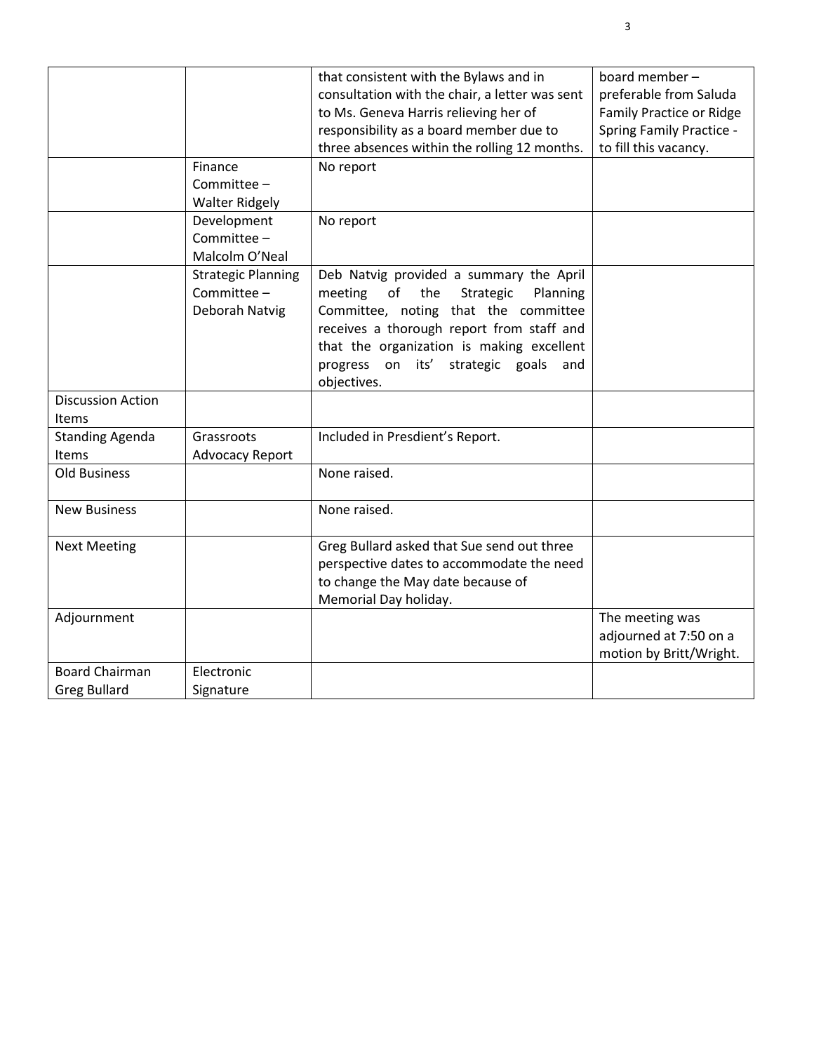| | | | |
|---|---|---|---|
| | | that consistent with the Bylaws and in consultation with the chair, a letter was sent to Ms. Geneva Harris relieving her of responsibility as a board member due to three absences within the rolling 12 months. | board member – preferable from Saluda Family Practice or Ridge Spring Family Practice - to fill this vacancy. |
| | Finance Committee – Walter Ridgely | No report | |
| | Development Committee – Malcolm O'Neal | No report | |
| | Strategic Planning Committee – Deborah Natvig | Deb Natvig provided a summary the April meeting of the Strategic Planning Committee, noting that the committee receives a thorough report from staff and that the organization is making excellent progress on its' strategic goals and objectives. | |
| Discussion Action Items | | | |
| Standing Agenda Items | Grassroots Advocacy Report | Included in Presdient's Report. | |
| Old Business | | None raised. | |
| New Business | | None raised. | |
| Next Meeting | | Greg Bullard asked that Sue send out three perspective dates to accommodate the need to change the May date because of Memorial Day holiday. | |
| Adjournment | | | The meeting was adjourned at 7:50 on a motion by Britt/Wright. |
| Board Chairman Greg Bullard | Electronic Signature | | |